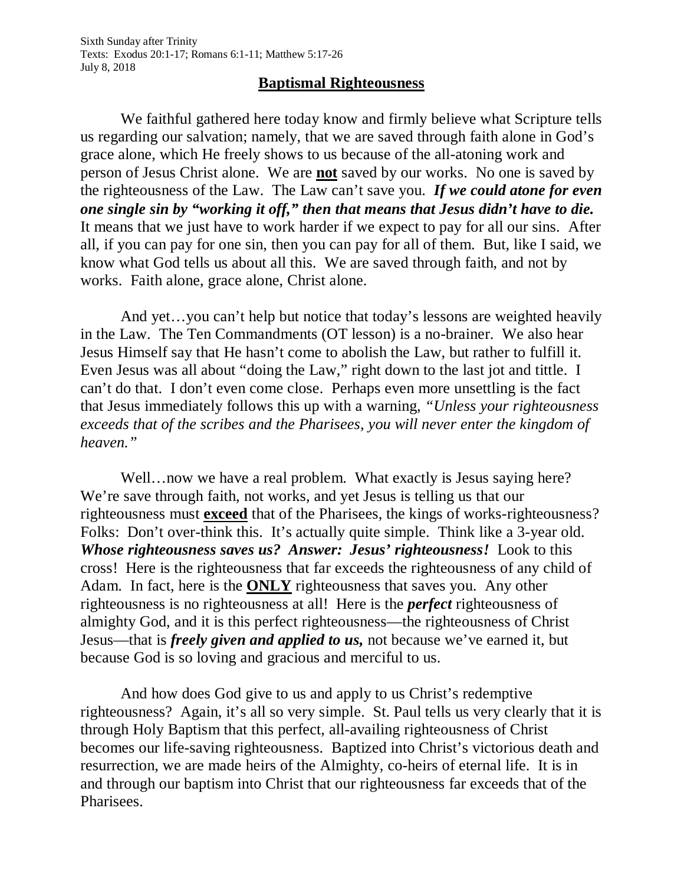Sixth Sunday after Trinity
Texts: Exodus 20:1-17; Romans 6:1-11; Matthew 5:17-26
July 8, 2018

## Baptismal Righteousness

We faithful gathered here today know and firmly believe what Scripture tells us regarding our salvation; namely, that we are saved through faith alone in God's grace alone, which He freely shows to us because of the all-atoning work and person of Jesus Christ alone. We are **not** saved by our works. No one is saved by the righteousness of the Law. The Law can't save you. ***If we could atone for even one single sin by "working it off," then that means that Jesus didn't have to die.*** It means that we just have to work harder if we expect to pay for all our sins. After all, if you can pay for one sin, then you can pay for all of them. But, like I said, we know what God tells us about all this. We are saved through faith, and not by works. Faith alone, grace alone, Christ alone.

And yet…you can't help but notice that today's lessons are weighted heavily in the Law. The Ten Commandments (OT lesson) is a no-brainer. We also hear Jesus Himself say that He hasn't come to abolish the Law, but rather to fulfill it. Even Jesus was all about "doing the Law," right down to the last jot and tittle. I can't do that. I don't even come close. Perhaps even more unsettling is the fact that Jesus immediately follows this up with a warning, *"Unless your righteousness exceeds that of the scribes and the Pharisees, you will never enter the kingdom of heaven."*

Well…now we have a real problem. What exactly is Jesus saying here? We're save through faith, not works, and yet Jesus is telling us that our righteousness must **exceed** that of the Pharisees, the kings of works-righteousness? Folks: Don't over-think this. It's actually quite simple. Think like a 3-year old. ***Whose righteousness saves us? Answer: Jesus' righteousness!*** Look to this cross! Here is the righteousness that far exceeds the righteousness of any child of Adam. In fact, here is the **ONLY** righteousness that saves you. Any other righteousness is no righteousness at all! Here is the ***perfect*** righteousness of almighty God, and it is this perfect righteousness—the righteousness of Christ Jesus—that is ***freely given and applied to us,*** not because we've earned it, but because God is so loving and gracious and merciful to us.

And how does God give to us and apply to us Christ's redemptive righteousness? Again, it's all so very simple. St. Paul tells us very clearly that it is through Holy Baptism that this perfect, all-availing righteousness of Christ becomes our life-saving righteousness. Baptized into Christ's victorious death and resurrection, we are made heirs of the Almighty, co-heirs of eternal life. It is in and through our baptism into Christ that our righteousness far exceeds that of the Pharisees.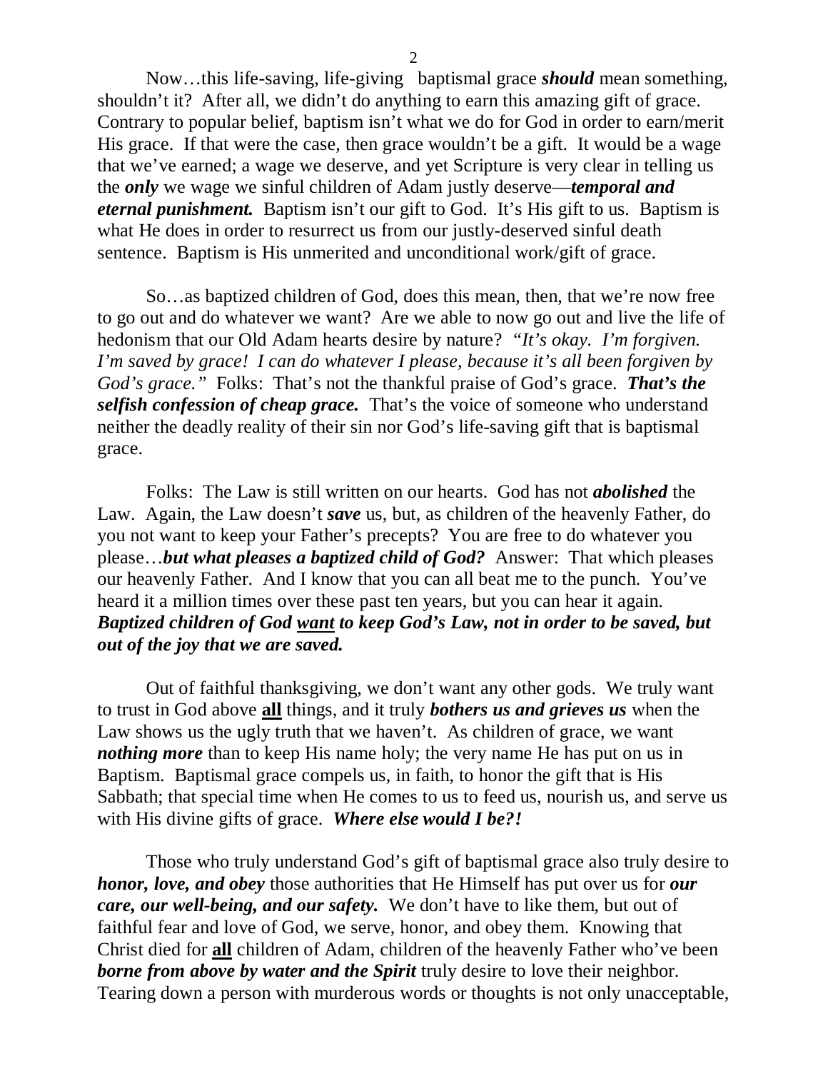Now…this life-saving, life-giving baptismal grace ***should*** mean something, shouldn't it? After all, we didn't do anything to earn this amazing gift of grace. Contrary to popular belief, baptism isn't what we do for God in order to earn/merit His grace. If that were the case, then grace wouldn't be a gift. It would be a wage that we've earned; a wage we deserve, and yet Scripture is very clear in telling us the ***only*** we wage we sinful children of Adam justly deserve—***temporal and eternal punishment.*** Baptism isn't our gift to God. It's His gift to us. Baptism is what He does in order to resurrect us from our justly-deserved sinful death sentence. Baptism is His unmerited and unconditional work/gift of grace.

So…as baptized children of God, does this mean, then, that we're now free to go out and do whatever we want? Are we able to now go out and live the life of hedonism that our Old Adam hearts desire by nature? *"It's okay. I'm forgiven. I'm saved by grace! I can do whatever I please, because it's all been forgiven by God's grace."* Folks: That's not the thankful praise of God's grace. ***That's the selfish confession of cheap grace.*** That's the voice of someone who understand neither the deadly reality of their sin nor God's life-saving gift that is baptismal grace.

Folks: The Law is still written on our hearts. God has not ***abolished*** the Law. Again, the Law doesn't ***save*** us, but, as children of the heavenly Father, do you not want to keep your Father's precepts? You are free to do whatever you please…***but what pleases a baptized child of God?*** Answer: That which pleases our heavenly Father. And I know that you can all beat me to the punch. You've heard it a million times over these past ten years, but you can hear it again. ***Baptized children of God <u>want</u> to keep God's Law, not in order to be saved, but out of the joy that we are saved.***

Out of faithful thanksgiving, we don't want any other gods. We truly want to trust in God above **<u>all</u>** things, and it truly ***bothers us and grieves us*** when the Law shows us the ugly truth that we haven't. As children of grace, we want ***nothing more*** than to keep His name holy; the very name He has put on us in Baptism. Baptismal grace compels us, in faith, to honor the gift that is His Sabbath; that special time when He comes to us to feed us, nourish us, and serve us with His divine gifts of grace. ***Where else would I be?!***

Those who truly understand God's gift of baptismal grace also truly desire to ***honor, love, and obey*** those authorities that He Himself has put over us for ***our care, our well-being, and our safety.*** We don't have to like them, but out of faithful fear and love of God, we serve, honor, and obey them. Knowing that Christ died for **<u>all</u>** children of Adam, children of the heavenly Father who've been ***borne from above by water and the Spirit*** truly desire to love their neighbor. Tearing down a person with murderous words or thoughts is not only unacceptable,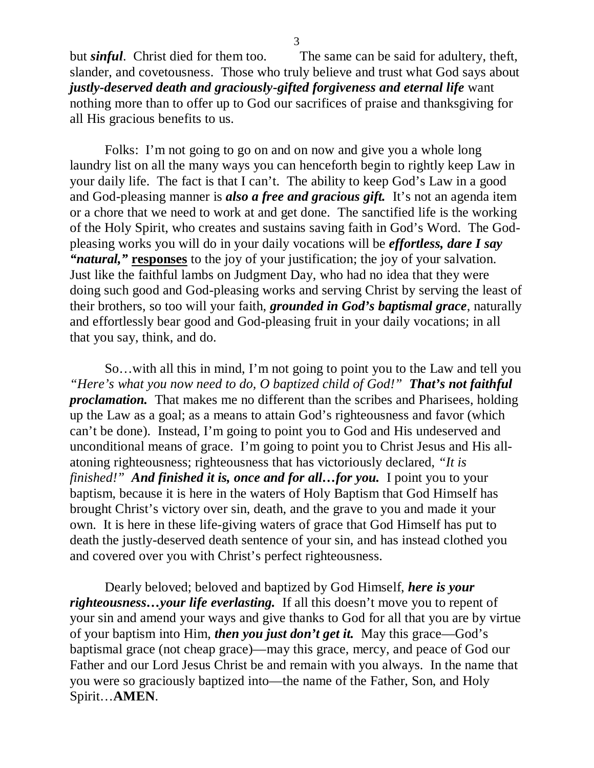but ***sinful***. Christ died for them too. The same can be said for adultery, theft, slander, and covetousness. Those who truly believe and trust what God says about ***justly-deserved death and graciously-gifted forgiveness and eternal life*** want nothing more than to offer up to God our sacrifices of praise and thanksgiving for all His gracious benefits to us.

Folks: I'm not going to go on and on now and give you a whole long laundry list on all the many ways you can henceforth begin to rightly keep Law in your daily life. The fact is that I can't. The ability to keep God's Law in a good and God-pleasing manner is ***also a free and gracious gift.*** It's not an agenda item or a chore that we need to work at and get done. The sanctified life is the working of the Holy Spirit, who creates and sustains saving faith in God's Word. The God-pleasing works you will do in your daily vocations will be ***effortless, dare I say "natural,"*** **<u>responses</u>** to the joy of your justification; the joy of your salvation. Just like the faithful lambs on Judgment Day, who had no idea that they were doing such good and God-pleasing works and serving Christ by serving the least of their brothers, so too will your faith, ***grounded in God's baptismal grace***, naturally and effortlessly bear good and God-pleasing fruit in your daily vocations; in all that you say, think, and do.

So…with all this in mind, I'm not going to point you to the Law and tell you *"Here's what you now need to do, O baptized child of God!"* ***That's not faithful proclamation.*** That makes me no different than the scribes and Pharisees, holding up the Law as a goal; as a means to attain God's righteousness and favor (which can't be done). Instead, I'm going to point you to God and His undeserved and unconditional means of grace. I'm going to point you to Christ Jesus and His all-atoning righteousness; righteousness that has victoriously declared, *"It is finished!"* ***And finished it is, once and for all…for you.*** I point you to your baptism, because it is here in the waters of Holy Baptism that God Himself has brought Christ's victory over sin, death, and the grave to you and made it your own. It is here in these life-giving waters of grace that God Himself has put to death the justly-deserved death sentence of your sin, and has instead clothed you and covered over you with Christ's perfect righteousness.

Dearly beloved; beloved and baptized by God Himself, ***here is your righteousness…your life everlasting.*** If all this doesn't move you to repent of your sin and amend your ways and give thanks to God for all that you are by virtue of your baptism into Him, ***then you just don't get it.*** May this grace—God's baptismal grace (not cheap grace)—may this grace, mercy, and peace of God our Father and our Lord Jesus Christ be and remain with you always. In the name that you were so graciously baptized into—the name of the Father, Son, and Holy Spirit…**AMEN**.